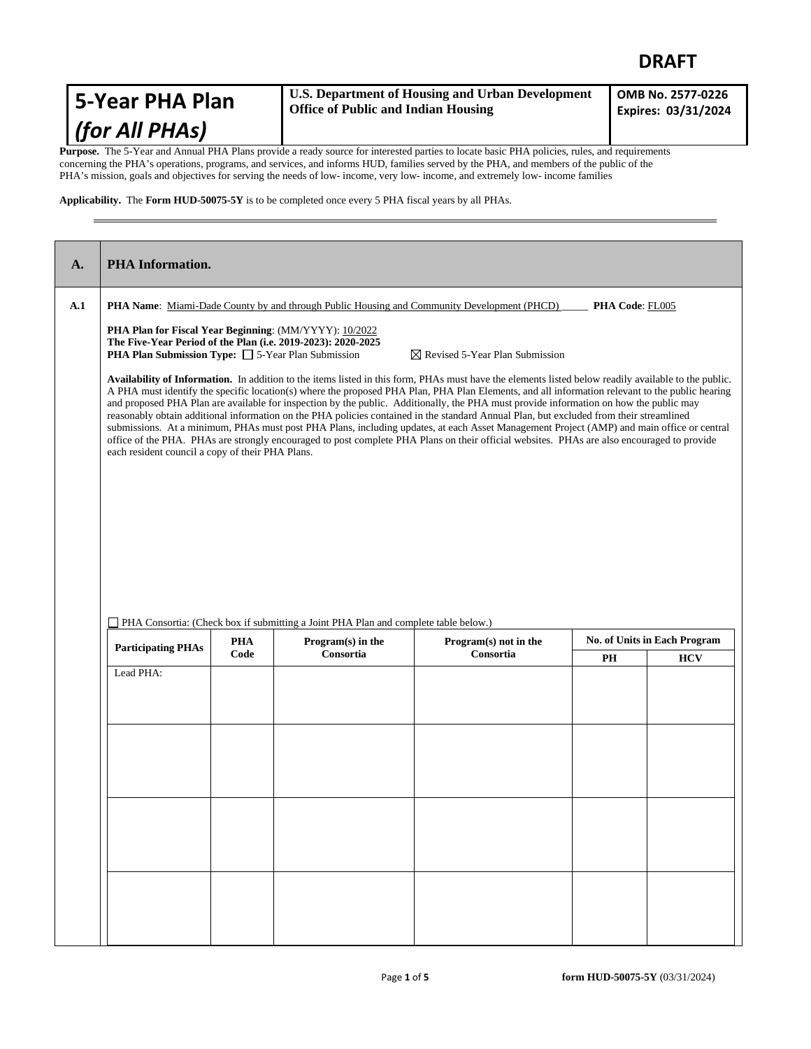DRAFT

| **5-Year PHA Plan** *(for All PHAs)* | **U.S. Department of Housing and Urban Development Office of Public and Indian Housing** | **OMB No. 2577-0226 Expires: 03/31/2024** |
|---|---|---|

**Purpose.** The 5-Year and Annual PHA Plans provide a ready source for interested parties to locate basic PHA policies, rules, and requirements concerning the PHA's operations, programs, and services, and informs HUD, families served by the PHA, and members of the public of the PHA's mission, goals and objectives for serving the needs of low- income, very low- income, and extremely low- income families

**Applicability.** The **Form HUD-50075-5Y** is to be completed once every 5 PHA fiscal years by all PHAs.

## A. PHA Information.

**A.1**

**PHA Name**: Miami-Dade County by and through Public Housing and Community Development (PHCD) **PHA Code**: FL005

**PHA Plan for Fiscal Year Beginning**: (MM/YYYY): 10/2022

**The Five-Year Period of the Plan (i.e. 2019-2023): 2020-2025**

**PHA Plan Submission Type:** ☐ 5-Year Plan Submission ☒ Revised 5-Year Plan Submission

**Availability of Information.** In addition to the items listed in this form, PHAs must have the elements listed below readily available to the public. A PHA must identify the specific location(s) where the proposed PHA Plan, PHA Plan Elements, and all information relevant to the public hearing and proposed PHA Plan are available for inspection by the public. Additionally, the PHA must provide information on how the public may reasonably obtain additional information on the PHA policies contained in the standard Annual Plan, but excluded from their streamlined submissions. At a minimum, PHAs must post PHA Plans, including updates, at each Asset Management Project (AMP) and main office or central office of the PHA. PHAs are strongly encouraged to post complete PHA Plans on their official websites. PHAs are also encouraged to provide each resident council a copy of their PHA Plans.

☐ PHA Consortia: (Check box if submitting a Joint PHA Plan and complete table below.)

| Participating PHAs | PHA Code | Program(s) in the Consortia | Program(s) not in the Consortia | No. of Units in Each Program | |
|---|---|---|---|---|---|
| | | | | PH | HCV |
| Lead PHA: | | | | | |
| | | | | | |
| | | | | | |
| | | | | | |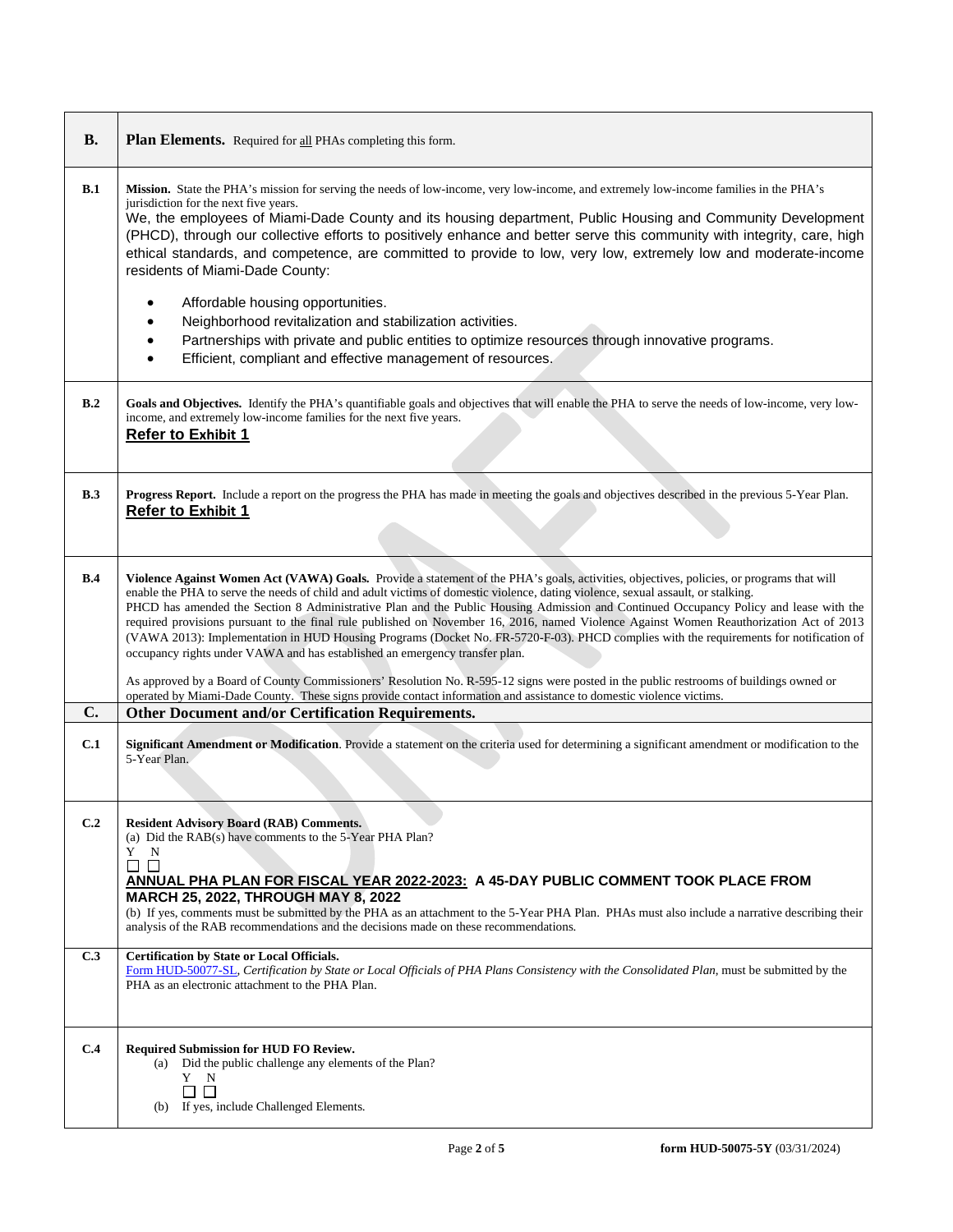| **B.** | **Plan Elements.** Required for all PHAs completing this form. |
|---|---|
| **B.1** | **Mission.** State the PHA's mission for serving the needs of low-income, very low-income, and extremely low-income families in the PHA's jurisdiction for the next five years.<br>We, the employees of Miami-Dade County and its housing department, Public Housing and Community Development (PHCD), through our collective efforts to positively enhance and better serve this community with integrity, care, high ethical standards, and competence, are committed to provide to low, very low, extremely low and moderate-income residents of Miami-Dade County:<br>• Affordable housing opportunities.<br>• Neighborhood revitalization and stabilization activities.<br>• Partnerships with private and public entities to optimize resources through innovative programs.<br>• Efficient, compliant and effective management of resources. |
| **B.2** | **Goals and Objectives.** Identify the PHA's quantifiable goals and objectives that will enable the PHA to serve the needs of low-income, very low-income, and extremely low-income families for the next five years.<br>**Refer to Exhibit 1** |
| **B.3** | **Progress Report.** Include a report on the progress the PHA has made in meeting the goals and objectives described in the previous 5-Year Plan.<br>**Refer to Exhibit 1** |
| **B.4** | **Violence Against Women Act (VAWA) Goals.** Provide a statement of the PHA's goals, activities, objectives, policies, or programs that will enable the PHA to serve the needs of child and adult victims of domestic violence, dating violence, sexual assault, or stalking.<br>PHCD has amended the Section 8 Administrative Plan and the Public Housing Admission and Continued Occupancy Policy and lease with the required provisions pursuant to the final rule published on November 16, 2016, named Violence Against Women Reauthorization Act of 2013 (VAWA 2013): Implementation in HUD Housing Programs (Docket No. FR-5720-F-03). PHCD complies with the requirements for notification of occupancy rights under VAWA and has established an emergency transfer plan.<br>As approved by a Board of County Commissioners' Resolution No. R-595-12 signs were posted in the public restrooms of buildings owned or operated by Miami-Dade County. These signs provide contact information and assistance to domestic violence victims. |
| **C.** | **Other Document and/or Certification Requirements.** |
| **C.1** | **Significant Amendment or Modification**. Provide a statement on the criteria used for determining a significant amendment or modification to the 5-Year Plan. |
| **C.2** | **Resident Advisory Board (RAB) Comments.**<br>(a) Did the RAB(s) have comments to the 5-Year PHA Plan?<br>Y N<br>☐ ☐<br>**ANNUAL PHA PLAN FOR FISCAL YEAR 2022-2023: A 45-DAY PUBLIC COMMENT TOOK PLACE FROM MARCH 25, 2022, THROUGH MAY 8, 2022**<br>(b) If yes, comments must be submitted by the PHA as an attachment to the 5-Year PHA Plan. PHAs must also include a narrative describing their analysis of the RAB recommendations and the decisions made on these recommendations. |
| **C.3** | **Certification by State or Local Officials.**<br>Form HUD-50077-SL, *Certification by State or Local Officials of PHA Plans Consistency with the Consolidated Plan*, must be submitted by the PHA as an electronic attachment to the PHA Plan. |
| **C.4** | **Required Submission for HUD FO Review.**<br>(a) Did the public challenge any elements of the Plan?<br>Y N<br>☐ ☐<br>(b) If yes, include Challenged Elements. |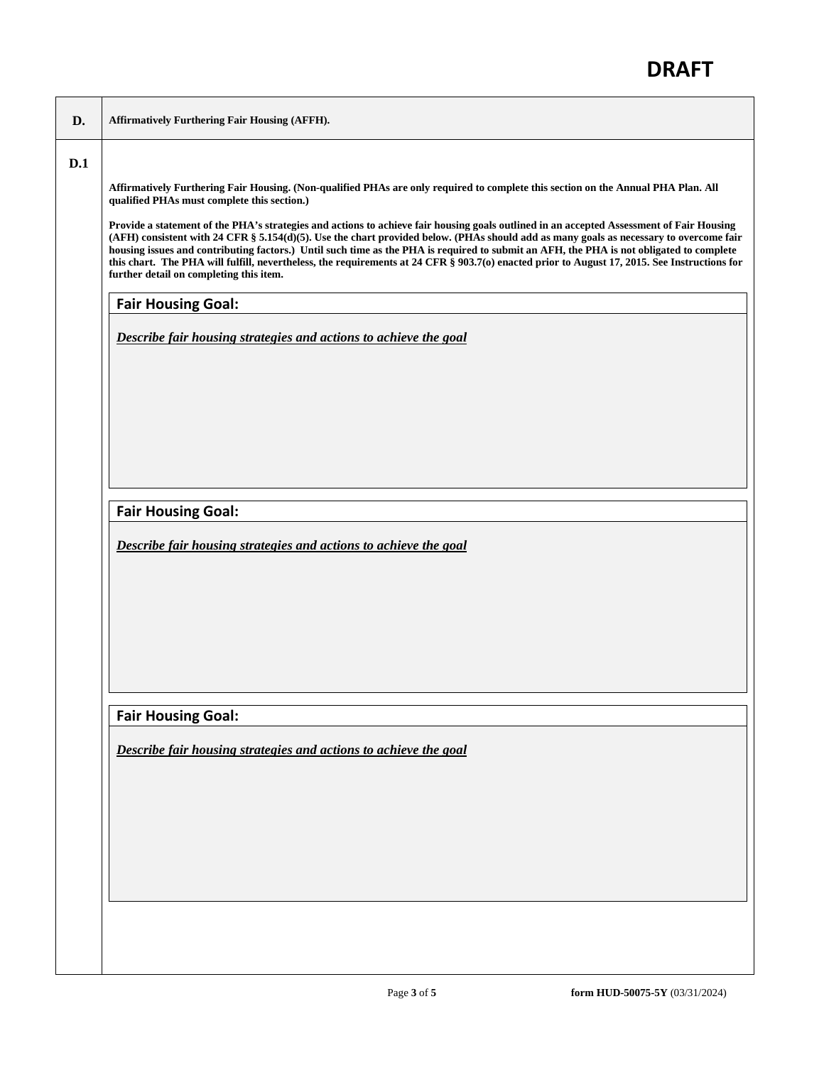**DRAFT**

| D. | Affirmatively Furthering Fair Housing (AFFH). |
|---|---|

**D.1**

**Affirmatively Furthering Fair Housing. (Non-qualified PHAs are only required to complete this section on the Annual PHA Plan. All qualified PHAs must complete this section.)**

**Provide a statement of the PHA's strategies and actions to achieve fair housing goals outlined in an accepted Assessment of Fair Housing (AFH) consistent with 24 CFR § 5.154(d)(5). Use the chart provided below. (PHAs should add as many goals as necessary to overcome fair housing issues and contributing factors.) Until such time as the PHA is required to submit an AFH, the PHA is not obligated to complete this chart. The PHA will fulfill, nevertheless, the requirements at 24 CFR § 903.7(o) enacted prior to August 17, 2015. See Instructions for further detail on completing this item.**

| **Fair Housing Goal:** |
|---|
| ***Describe fair housing strategies and actions to achieve the goal*** |

| **Fair Housing Goal:** |
|---|
| ***Describe fair housing strategies and actions to achieve the goal*** |

| **Fair Housing Goal:** |
|---|
| ***Describe fair housing strategies and actions to achieve the goal*** |

**form HUD-50075-5Y** (03/31/2024)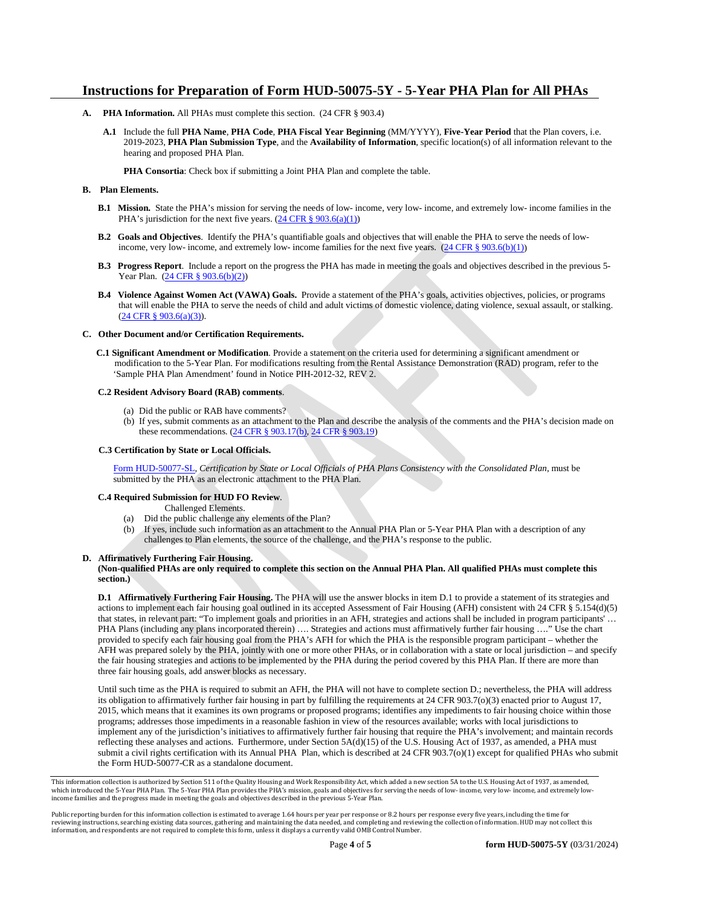# Instructions for Preparation of Form HUD-50075-5Y - 5-Year PHA Plan for All PHAs

**A. PHA Information.** All PHAs must complete this section. (24 CFR § 903.4)

**A.1** Include the full **PHA Name**, **PHA Code**, **PHA Fiscal Year Beginning** (MM/YYYY), **Five-Year Period** that the Plan covers, i.e. 2019-2023, **PHA Plan Submission Type**, and the **Availability of Information**, specific location(s) of all information relevant to the hearing and proposed PHA Plan.

**PHA Consortia**: Check box if submitting a Joint PHA Plan and complete the table.

**B. Plan Elements.**

**B.1 Mission.** State the PHA's mission for serving the needs of low- income, very low- income, and extremely low- income families in the PHA's jurisdiction for the next five years. (24 CFR § 903.6(a)(1))

**B.2 Goals and Objectives**. Identify the PHA's quantifiable goals and objectives that will enable the PHA to serve the needs of low-income, very low- income, and extremely low- income families for the next five years. (24 CFR § 903.6(b)(1))

**B.3 Progress Report**. Include a report on the progress the PHA has made in meeting the goals and objectives described in the previous 5-Year Plan. (24 CFR § 903.6(b)(2))

**B.4 Violence Against Women Act (VAWA) Goals.** Provide a statement of the PHA's goals, activities objectives, policies, or programs that will enable the PHA to serve the needs of child and adult victims of domestic violence, dating violence, sexual assault, or stalking. (24 CFR § 903.6(a)(3)).

**C. Other Document and/or Certification Requirements.**

**C.1 Significant Amendment or Modification**. Provide a statement on the criteria used for determining a significant amendment or modification to the 5-Year Plan. For modifications resulting from the Rental Assistance Demonstration (RAD) program, refer to the 'Sample PHA Plan Amendment' found in Notice PIH-2012-32, REV 2.

**C.2 Resident Advisory Board (RAB) comments**.

(a) Did the public or RAB have comments?
(b) If yes, submit comments as an attachment to the Plan and describe the analysis of the comments and the PHA's decision made on these recommendations. (24 CFR § 903.17(b), 24 CFR § 903.19)

**C.3 Certification by State or Local Officials.**

Form HUD-50077-SL, *Certification by State or Local Officials of PHA Plans Consistency with the Consolidated Plan*, must be submitted by the PHA as an electronic attachment to the PHA Plan.

**C.4 Required Submission for HUD FO Review**.

Challenged Elements.

(a) Did the public challenge any elements of the Plan?
(b) If yes, include such information as an attachment to the Annual PHA Plan or 5-Year PHA Plan with a description of any challenges to Plan elements, the source of the challenge, and the PHA's response to the public.

**D. Affirmatively Furthering Fair Housing.**
**(Non-qualified PHAs are only required to complete this section on the Annual PHA Plan. All qualified PHAs must complete this section.)**

**D.1 Affirmatively Furthering Fair Housing.** The PHA will use the answer blocks in item D.1 to provide a statement of its strategies and actions to implement each fair housing goal outlined in its accepted Assessment of Fair Housing (AFH) consistent with 24 CFR § 5.154(d)(5) that states, in relevant part: "To implement goals and priorities in an AFH, strategies and actions shall be included in program participants' … PHA Plans (including any plans incorporated therein) …. Strategies and actions must affirmatively further fair housing …." Use the chart provided to specify each fair housing goal from the PHA's AFH for which the PHA is the responsible program participant – whether the AFH was prepared solely by the PHA, jointly with one or more other PHAs, or in collaboration with a state or local jurisdiction – and specify the fair housing strategies and actions to be implemented by the PHA during the period covered by this PHA Plan. If there are more than three fair housing goals, add answer blocks as necessary.

Until such time as the PHA is required to submit an AFH, the PHA will not have to complete section D.; nevertheless, the PHA will address its obligation to affirmatively further fair housing in part by fulfilling the requirements at 24 CFR 903.7(o)(3) enacted prior to August 17, 2015, which means that it examines its own programs or proposed programs; identifies any impediments to fair housing choice within those programs; addresses those impediments in a reasonable fashion in view of the resources available; works with local jurisdictions to implement any of the jurisdiction's initiatives to affirmatively further fair housing that require the PHA's involvement; and maintain records reflecting these analyses and actions. Furthermore, under Section 5A(d)(15) of the U.S. Housing Act of 1937, as amended, a PHA must submit a civil rights certification with its Annual PHA Plan, which is described at 24 CFR 903.7(o)(1) except for qualified PHAs who submit the Form HUD-50077-CR as a standalone document.

---

This information collection is authorized by Section 511 of the Quality Housing and Work Responsibility Act, which added a new section 5A to the U.S. Housing Act of 1937, as amended, which introduced the 5-Year PHA Plan. The 5-Year PHA Plan provides the PHA's mission, goals and objectives for serving the needs of low- income, very low- income, and extremely low-income families and the progress made in meeting the goals and objectives described in the previous 5-Year Plan.

Public reporting burden for this information collection is estimated to average 1.64 hours per year per response or 8.2 hours per response every five years, including the time for reviewing instructions, searching existing data sources, gathering and maintaining the data needed, and completing and reviewing the collection of information. HUD may not collect this information, and respondents are not required to complete this form, unless it displays a currently valid OMB Control Number.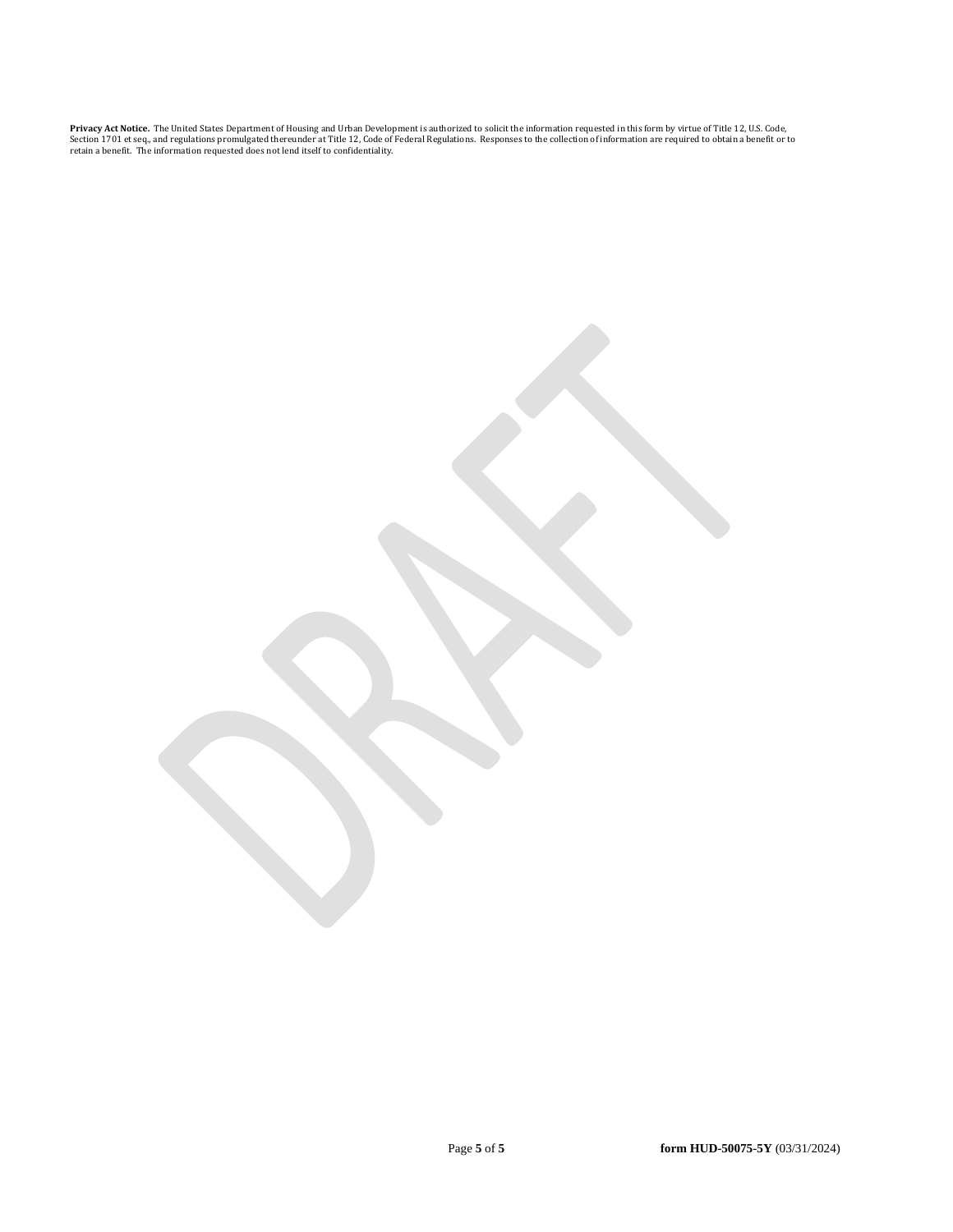**Privacy Act Notice.** The United States Department of Housing and Urban Development is authorized to solicit the information requested in this form by virtue of Title 12, U.S. Code, Section 1701 et seq., and regulations promulgated thereunder at Title 12, Code of Federal Regulations. Responses to the collection of information are required to obtain a benefit or to retain a benefit. The information requested does not lend itself to confidentiality.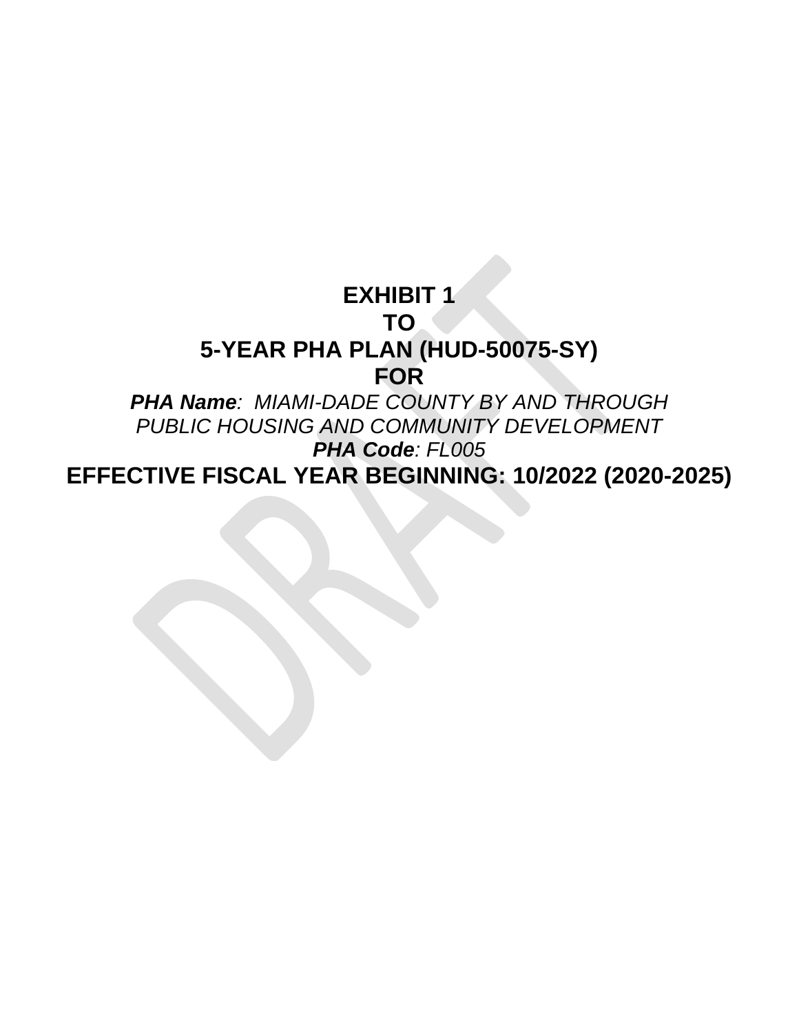# EXHIBIT 1
# TO
# 5-YEAR PHA PLAN (HUD-50075-SY)
# FOR

***PHA Name**: MIAMI-DADE COUNTY BY AND THROUGH PUBLIC HOUSING AND COMMUNITY DEVELOPMENT*

***PHA Code**: FL005*

# EFFECTIVE FISCAL YEAR BEGINNING: 10/2022 (2020-2025)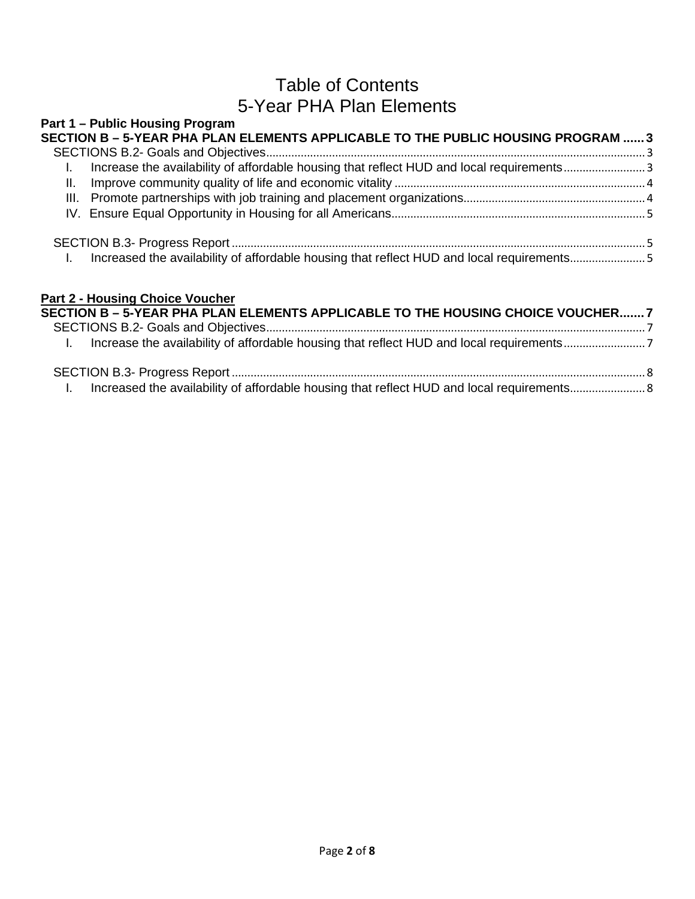# Table of Contents
# 5-Year PHA Plan Elements

**Part 1 – Public Housing Program**

**SECTION B – 5-YEAR PHA PLAN ELEMENTS APPLICABLE TO THE PUBLIC HOUSING PROGRAM ...... 3**

- SECTIONS B.2- Goals and Objectives ........ 3
  - I. Increase the availability of affordable housing that reflect HUD and local requirements ........ 3
  - II. Improve community quality of life and economic vitality ........ 4
  - III. Promote partnerships with job training and placement organizations ........ 4
  - IV. Ensure Equal Opportunity in Housing for all Americans ........ 5
- SECTION B.3- Progress Report ........ 5
  - I. Increased the availability of affordable housing that reflect HUD and local requirements ........ 5

**Part 2 - Housing Choice Voucher**

**SECTION B – 5-YEAR PHA PLAN ELEMENTS APPLICABLE TO THE HOUSING CHOICE VOUCHER ....... 7**

- SECTIONS B.2- Goals and Objectives ........ 7
  - I. Increase the availability of affordable housing that reflect HUD and local requirements ........ 7
- SECTION B.3- Progress Report ........ 8
  - I. Increased the availability of affordable housing that reflect HUD and local requirements ........ 8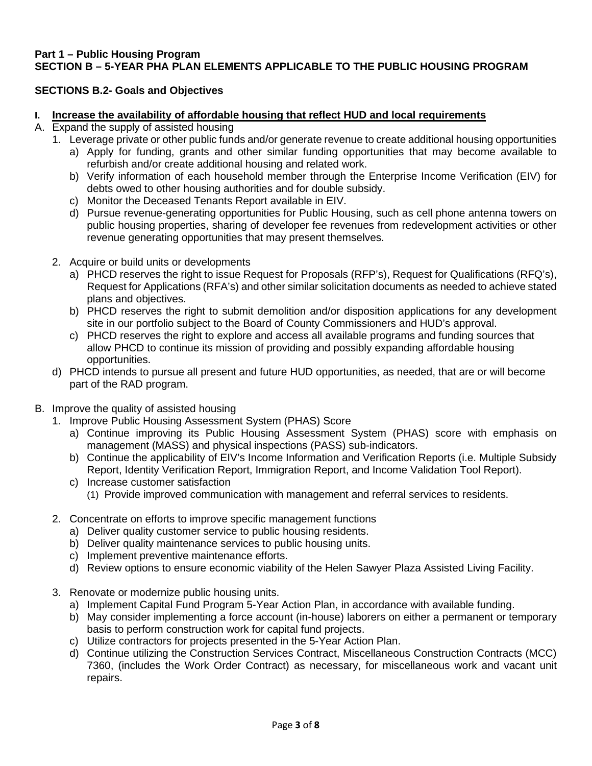**Part 1 – Public Housing Program**
**SECTION B – 5-YEAR PHA PLAN ELEMENTS APPLICABLE TO THE PUBLIC HOUSING PROGRAM**

**SECTIONS B.2- Goals and Objectives**

**I. <u>Increase the availability of affordable housing that reflect HUD and local requirements</u>**

A. Expand the supply of assisted housing
   1. Leverage private or other public funds and/or generate revenue to create additional housing opportunities
      a) Apply for funding, grants and other similar funding opportunities that may become available to refurbish and/or create additional housing and related work.
      b) Verify information of each household member through the Enterprise Income Verification (EIV) for debts owed to other housing authorities and for double subsidy.
      c) Monitor the Deceased Tenants Report available in EIV.
      d) Pursue revenue-generating opportunities for Public Housing, such as cell phone antenna towers on public housing properties, sharing of developer fee revenues from redevelopment activities or other revenue generating opportunities that may present themselves.

   2. Acquire or build units or developments
      a) PHCD reserves the right to issue Request for Proposals (RFP's), Request for Qualifications (RFQ's), Request for Applications (RFA's) and other similar solicitation documents as needed to achieve stated plans and objectives.
      b) PHCD reserves the right to submit demolition and/or disposition applications for any development site in our portfolio subject to the Board of County Commissioners and HUD's approval.
      c) PHCD reserves the right to explore and access all available programs and funding sources that allow PHCD to continue its mission of providing and possibly expanding affordable housing opportunities.
   d) PHCD intends to pursue all present and future HUD opportunities, as needed, that are or will become part of the RAD program.

B. Improve the quality of assisted housing
   1. Improve Public Housing Assessment System (PHAS) Score
      a) Continue improving its Public Housing Assessment System (PHAS) score with emphasis on management (MASS) and physical inspections (PASS) sub-indicators.
      b) Continue the applicability of EIV's Income Information and Verification Reports (i.e. Multiple Subsidy Report, Identity Verification Report, Immigration Report, and Income Validation Tool Report).
      c) Increase customer satisfaction
         (1) Provide improved communication with management and referral services to residents.

   2. Concentrate on efforts to improve specific management functions
      a) Deliver quality customer service to public housing residents.
      b) Deliver quality maintenance services to public housing units.
      c) Implement preventive maintenance efforts.
      d) Review options to ensure economic viability of the Helen Sawyer Plaza Assisted Living Facility.

   3. Renovate or modernize public housing units.
      a) Implement Capital Fund Program 5-Year Action Plan, in accordance with available funding.
      b) May consider implementing a force account (in-house) laborers on either a permanent or temporary basis to perform construction work for capital fund projects.
      c) Utilize contractors for projects presented in the 5-Year Action Plan.
      d) Continue utilizing the Construction Services Contract, Miscellaneous Construction Contracts (MCC) 7360, (includes the Work Order Contract) as necessary, for miscellaneous work and vacant unit repairs.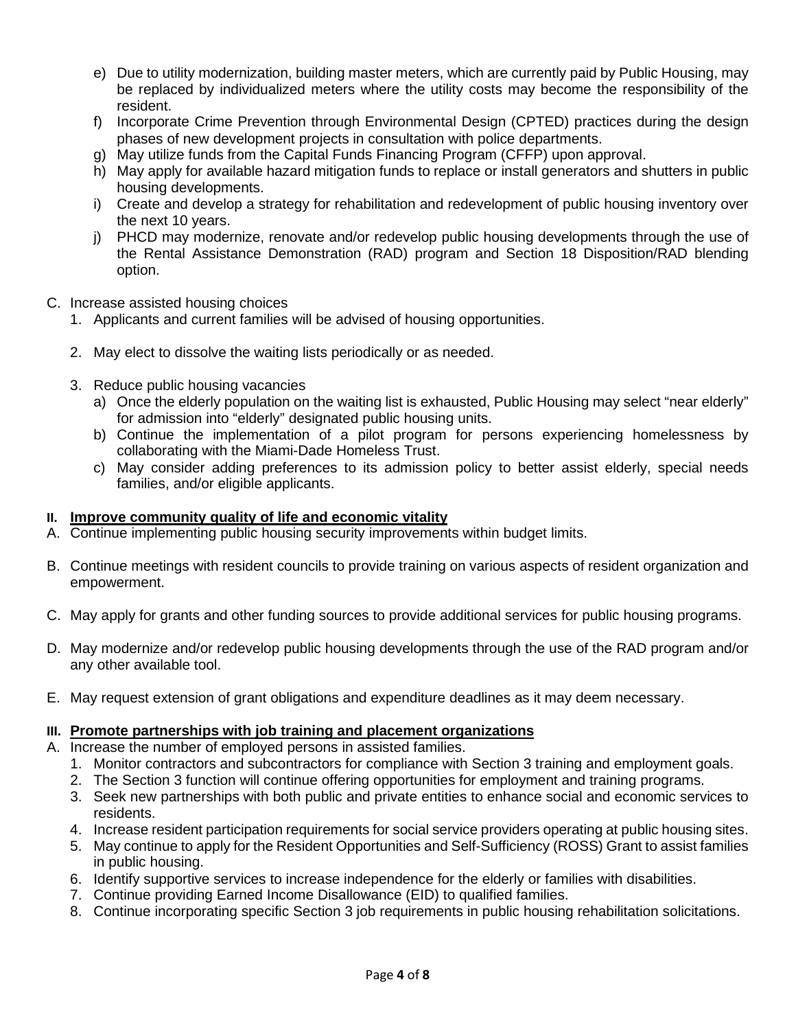e) Due to utility modernization, building master meters, which are currently paid by Public Housing, may be replaced by individualized meters where the utility costs may become the responsibility of the resident.
f) Incorporate Crime Prevention through Environmental Design (CPTED) practices during the design phases of new development projects in consultation with police departments.
g) May utilize funds from the Capital Funds Financing Program (CFFP) upon approval.
h) May apply for available hazard mitigation funds to replace or install generators and shutters in public housing developments.
i) Create and develop a strategy for rehabilitation and redevelopment of public housing inventory over the next 10 years.
j) PHCD may modernize, renovate and/or redevelop public housing developments through the use of the Rental Assistance Demonstration (RAD) program and Section 18 Disposition/RAD blending option.

C. Increase assisted housing choices
   1. Applicants and current families will be advised of housing opportunities.

   2. May elect to dissolve the waiting lists periodically or as needed.

   3. Reduce public housing vacancies
      a) Once the elderly population on the waiting list is exhausted, Public Housing may select "near elderly" for admission into "elderly" designated public housing units.
      b) Continue the implementation of a pilot program for persons experiencing homelessness by collaborating with the Miami-Dade Homeless Trust.
      c) May consider adding preferences to its admission policy to better assist elderly, special needs families, and/or eligible applicants.

## II. <u>Improve community quality of life and economic vitality</u>

A. Continue implementing public housing security improvements within budget limits.

B. Continue meetings with resident councils to provide training on various aspects of resident organization and empowerment.

C. May apply for grants and other funding sources to provide additional services for public housing programs.

D. May modernize and/or redevelop public housing developments through the use of the RAD program and/or any other available tool.

E. May request extension of grant obligations and expenditure deadlines as it may deem necessary.

## III. <u>Promote partnerships with job training and placement organizations</u>

A. Increase the number of employed persons in assisted families.
   1. Monitor contractors and subcontractors for compliance with Section 3 training and employment goals.
   2. The Section 3 function will continue offering opportunities for employment and training programs.
   3. Seek new partnerships with both public and private entities to enhance social and economic services to residents.
   4. Increase resident participation requirements for social service providers operating at public housing sites.
   5. May continue to apply for the Resident Opportunities and Self-Sufficiency (ROSS) Grant to assist families in public housing.
   6. Identify supportive services to increase independence for the elderly or families with disabilities.
   7. Continue providing Earned Income Disallowance (EID) to qualified families.
   8. Continue incorporating specific Section 3 job requirements in public housing rehabilitation solicitations.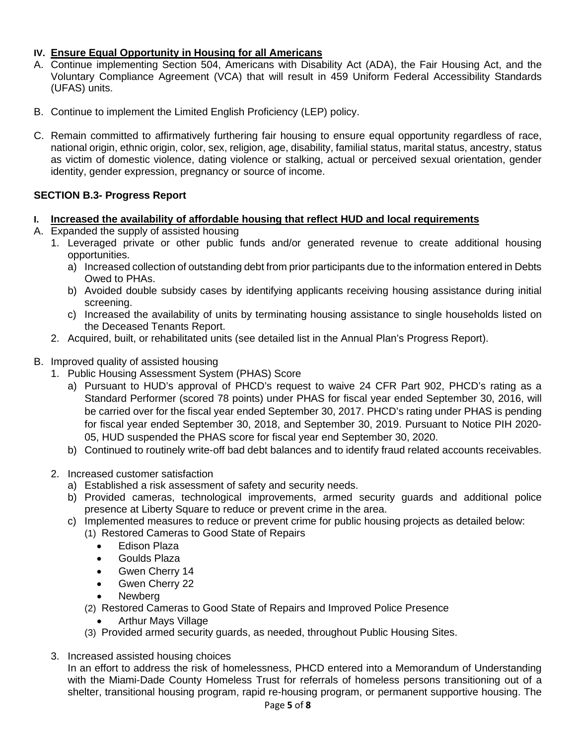### IV. Ensure Equal Opportunity in Housing for all Americans

A. Continue implementing Section 504, Americans with Disability Act (ADA), the Fair Housing Act, and the Voluntary Compliance Agreement (VCA) that will result in 459 Uniform Federal Accessibility Standards (UFAS) units.

B. Continue to implement the Limited English Proficiency (LEP) policy.

C. Remain committed to affirmatively furthering fair housing to ensure equal opportunity regardless of race, national origin, ethnic origin, color, sex, religion, age, disability, familial status, marital status, ancestry, status as victim of domestic violence, dating violence or stalking, actual or perceived sexual orientation, gender identity, gender expression, pregnancy or source of income.

## SECTION B.3- Progress Report

### I. Increased the availability of affordable housing that reflect HUD and local requirements

A. Expanded the supply of assisted housing
   1. Leveraged private or other public funds and/or generated revenue to create additional housing opportunities.
      a) Increased collection of outstanding debt from prior participants due to the information entered in Debts Owed to PHAs.
      b) Avoided double subsidy cases by identifying applicants receiving housing assistance during initial screening.
      c) Increased the availability of units by terminating housing assistance to single households listed on the Deceased Tenants Report.
   2. Acquired, built, or rehabilitated units (see detailed list in the Annual Plan's Progress Report).

B. Improved quality of assisted housing
   1. Public Housing Assessment System (PHAS) Score
      a) Pursuant to HUD's approval of PHCD's request to waive 24 CFR Part 902, PHCD's rating as a Standard Performer (scored 78 points) under PHAS for fiscal year ended September 30, 2016, will be carried over for the fiscal year ended September 30, 2017. PHCD's rating under PHAS is pending for fiscal year ended September 30, 2018, and September 30, 2019. Pursuant to Notice PIH 2020-05, HUD suspended the PHAS score for fiscal year end September 30, 2020.
      b) Continued to routinely write-off bad debt balances and to identify fraud related accounts receivables.
   2. Increased customer satisfaction
      a) Established a risk assessment of safety and security needs.
      b) Provided cameras, technological improvements, armed security guards and additional police presence at Liberty Square to reduce or prevent crime in the area.
      c) Implemented measures to reduce or prevent crime for public housing projects as detailed below:
         (1) Restored Cameras to Good State of Repairs
            - Edison Plaza
            - Goulds Plaza
            - Gwen Cherry 14
            - Gwen Cherry 22
            - Newberg
         (2) Restored Cameras to Good State of Repairs and Improved Police Presence
            - Arthur Mays Village
         (3) Provided armed security guards, as needed, throughout Public Housing Sites.
   3. Increased assisted housing choices
      In an effort to address the risk of homelessness, PHCD entered into a Memorandum of Understanding with the Miami-Dade County Homeless Trust for referrals of homeless persons transitioning out of a shelter, transitional housing program, rapid re-housing program, or permanent supportive housing. The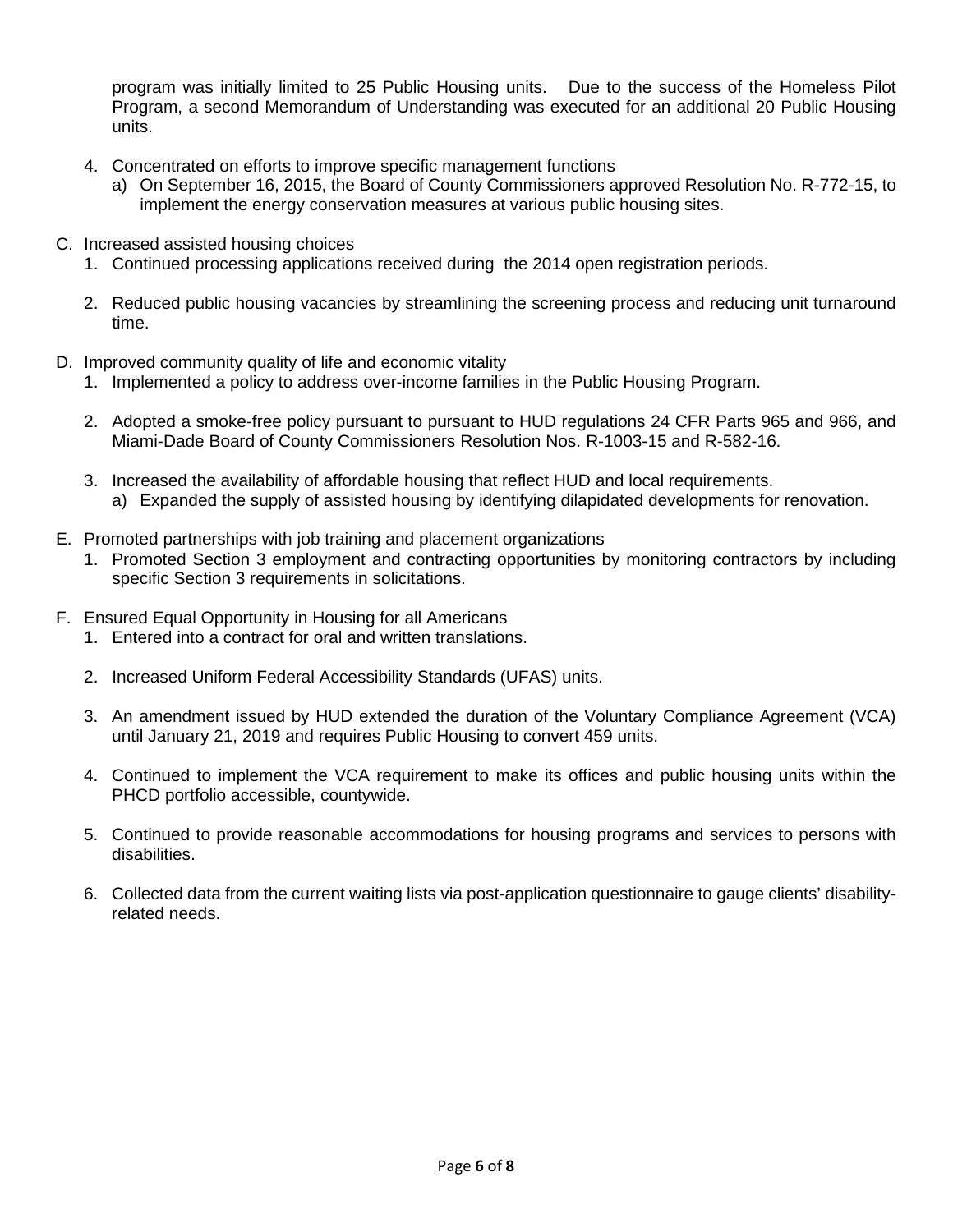program was initially limited to 25 Public Housing units. Due to the success of the Homeless Pilot Program, a second Memorandum of Understanding was executed for an additional 20 Public Housing units.

4. Concentrated on efforts to improve specific management functions
   a) On September 16, 2015, the Board of County Commissioners approved Resolution No. R-772-15, to implement the energy conservation measures at various public housing sites.

C. Increased assisted housing choices
   1. Continued processing applications received during the 2014 open registration periods.

   2. Reduced public housing vacancies by streamlining the screening process and reducing unit turnaround time.

D. Improved community quality of life and economic vitality
   1. Implemented a policy to address over-income families in the Public Housing Program.

   2. Adopted a smoke-free policy pursuant to pursuant to HUD regulations 24 CFR Parts 965 and 966, and Miami-Dade Board of County Commissioners Resolution Nos. R-1003-15 and R-582-16.

   3. Increased the availability of affordable housing that reflect HUD and local requirements.
      a) Expanded the supply of assisted housing by identifying dilapidated developments for renovation.

E. Promoted partnerships with job training and placement organizations
   1. Promoted Section 3 employment and contracting opportunities by monitoring contractors by including specific Section 3 requirements in solicitations.

F. Ensured Equal Opportunity in Housing for all Americans
   1. Entered into a contract for oral and written translations.

   2. Increased Uniform Federal Accessibility Standards (UFAS) units.

   3. An amendment issued by HUD extended the duration of the Voluntary Compliance Agreement (VCA) until January 21, 2019 and requires Public Housing to convert 459 units.

   4. Continued to implement the VCA requirement to make its offices and public housing units within the PHCD portfolio accessible, countywide.

   5. Continued to provide reasonable accommodations for housing programs and services to persons with disabilities.

   6. Collected data from the current waiting lists via post-application questionnaire to gauge clients' disability-related needs.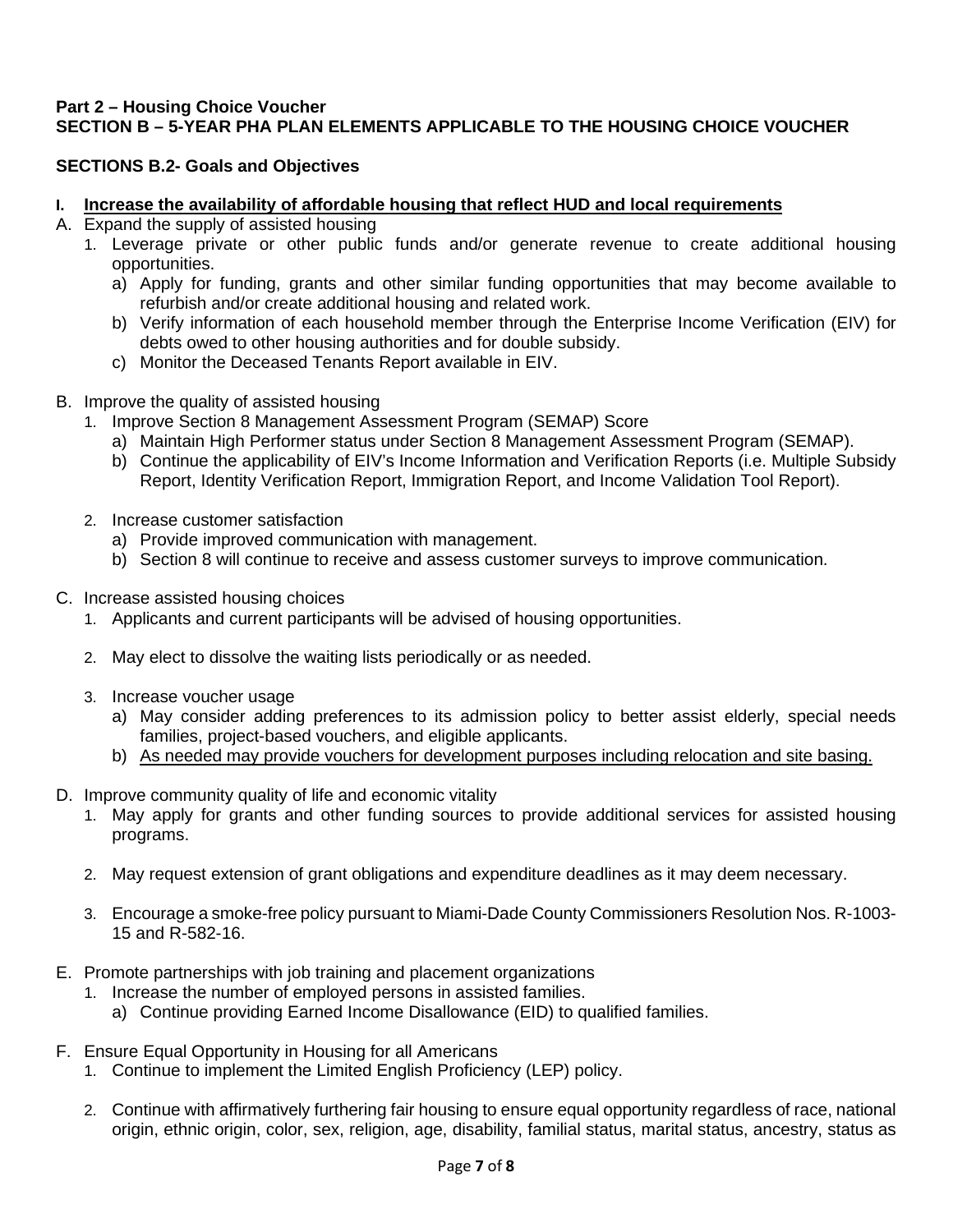**Part 2 – Housing Choice Voucher**
**SECTION B – 5-YEAR PHA PLAN ELEMENTS APPLICABLE TO THE HOUSING CHOICE VOUCHER**

**SECTIONS B.2- Goals and Objectives**

**I. <u>Increase the availability of affordable housing that reflect HUD and local requirements</u>**

A. Expand the supply of assisted housing
   1. Leverage private or other public funds and/or generate revenue to create additional housing opportunities.
      a) Apply for funding, grants and other similar funding opportunities that may become available to refurbish and/or create additional housing and related work.
      b) Verify information of each household member through the Enterprise Income Verification (EIV) for debts owed to other housing authorities and for double subsidy.
      c) Monitor the Deceased Tenants Report available in EIV.

B. Improve the quality of assisted housing
   1. Improve Section 8 Management Assessment Program (SEMAP) Score
      a) Maintain High Performer status under Section 8 Management Assessment Program (SEMAP).
      b) Continue the applicability of EIV's Income Information and Verification Reports (i.e. Multiple Subsidy Report, Identity Verification Report, Immigration Report, and Income Validation Tool Report).

   2. Increase customer satisfaction
      a) Provide improved communication with management.
      b) Section 8 will continue to receive and assess customer surveys to improve communication.

C. Increase assisted housing choices
   1. Applicants and current participants will be advised of housing opportunities.

   2. May elect to dissolve the waiting lists periodically or as needed.

   3. Increase voucher usage
      a) May consider adding preferences to its admission policy to better assist elderly, special needs families, project-based vouchers, and eligible applicants.
      b) <u>As needed may provide vouchers for development purposes including relocation and site basing.</u>

D. Improve community quality of life and economic vitality
   1. May apply for grants and other funding sources to provide additional services for assisted housing programs.

   2. May request extension of grant obligations and expenditure deadlines as it may deem necessary.

   3. Encourage a smoke-free policy pursuant to Miami-Dade County Commissioners Resolution Nos. R-1003-15 and R-582-16.

E. Promote partnerships with job training and placement organizations
   1. Increase the number of employed persons in assisted families.
      a) Continue providing Earned Income Disallowance (EID) to qualified families.

F. Ensure Equal Opportunity in Housing for all Americans
   1. Continue to implement the Limited English Proficiency (LEP) policy.

   2. Continue with affirmatively furthering fair housing to ensure equal opportunity regardless of race, national origin, ethnic origin, color, sex, religion, age, disability, familial status, marital status, ancestry, status as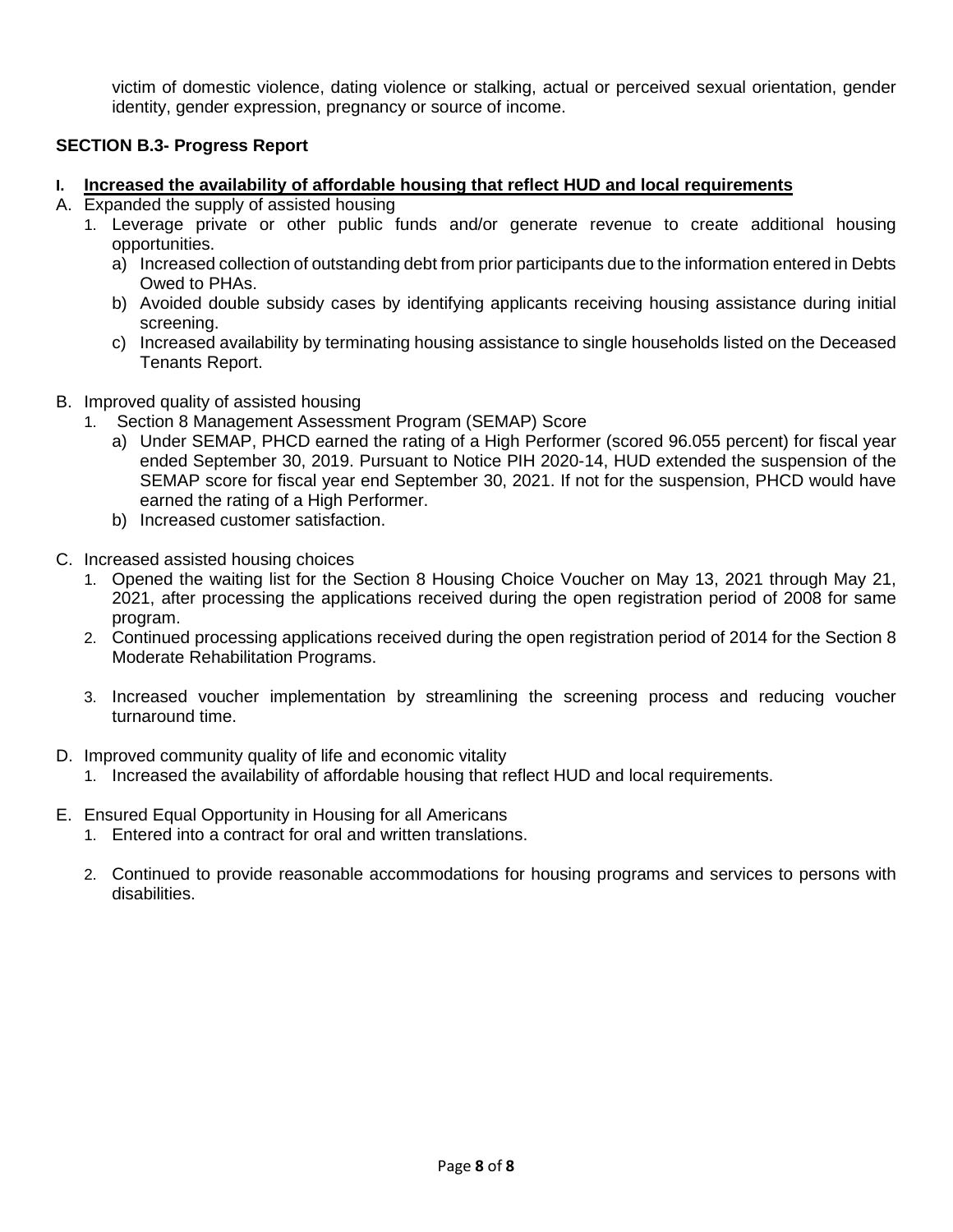victim of domestic violence, dating violence or stalking, actual or perceived sexual orientation, gender identity, gender expression, pregnancy or source of income.

**SECTION B.3- Progress Report**

**I. <u>Increased the availability of affordable housing that reflect HUD and local requirements</u>**

A. Expanded the supply of assisted housing
   1. Leverage private or other public funds and/or generate revenue to create additional housing opportunities.
      a) Increased collection of outstanding debt from prior participants due to the information entered in Debts Owed to PHAs.
      b) Avoided double subsidy cases by identifying applicants receiving housing assistance during initial screening.
      c) Increased availability by terminating housing assistance to single households listed on the Deceased Tenants Report.

B. Improved quality of assisted housing
   1. Section 8 Management Assessment Program (SEMAP) Score
      a) Under SEMAP, PHCD earned the rating of a High Performer (scored 96.055 percent) for fiscal year ended September 30, 2019. Pursuant to Notice PIH 2020-14, HUD extended the suspension of the SEMAP score for fiscal year end September 30, 2021. If not for the suspension, PHCD would have earned the rating of a High Performer.
      b) Increased customer satisfaction.

C. Increased assisted housing choices
   1. Opened the waiting list for the Section 8 Housing Choice Voucher on May 13, 2021 through May 21, 2021, after processing the applications received during the open registration period of 2008 for same program.
   2. Continued processing applications received during the open registration period of 2014 for the Section 8 Moderate Rehabilitation Programs.
   3. Increased voucher implementation by streamlining the screening process and reducing voucher turnaround time.

D. Improved community quality of life and economic vitality
   1. Increased the availability of affordable housing that reflect HUD and local requirements.

E. Ensured Equal Opportunity in Housing for all Americans
   1. Entered into a contract for oral and written translations.
   2. Continued to provide reasonable accommodations for housing programs and services to persons with disabilities.